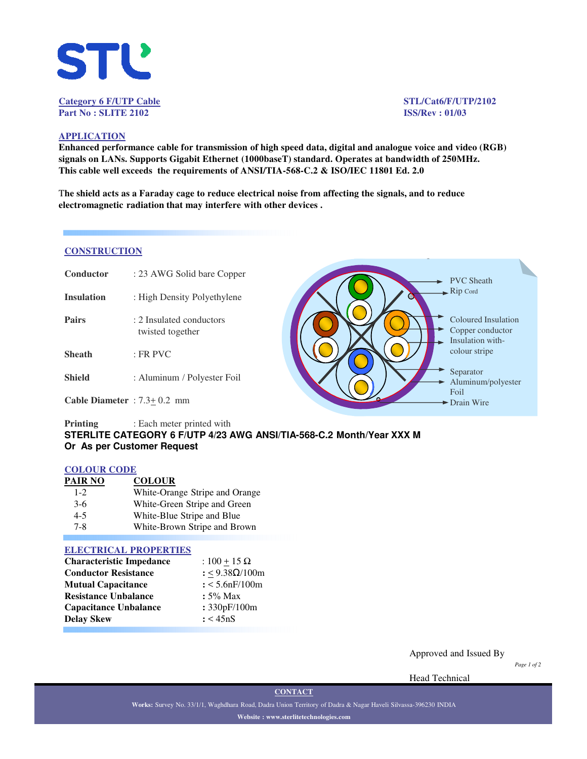**Category 6 F/UTP Cable**
**Part No : SLITE 2102**

**STL/Cat6/F/UTP/2102**
**ISS/Rev : 01/03**

## APPLICATION

**Enhanced performance cable for transmission of high speed data, digital and analogue voice and video (RGB) signals on LANs. Supports Gigabit Ethernet (1000baseT) standard. Operates at bandwidth of 250MHz. This cable well exceeds the requirements of ANSI/TIA-568-C.2 & ISO/IEC 11801 Ed. 2.0**

**The shield acts as a Faraday cage to reduce electrical noise from affecting the signals, and to reduce electromagnetic radiation that may interfere with other devices .**

## CONSTRUCTION

| | |
|---|---|
| **Conductor** | : 23 AWG Solid bare Copper |
| **Insulation** | : High Density Polyethylene |
| **Pairs** | : 2 Insulated conductors twisted together |
| **Sheath** | : FR PVC |
| **Shield** | : Aluminum / Polyester Foil |
| **Cable Diameter** | : 7.3± 0.2 mm |

PVC Sheath
Rip Cord
Coloured Insulation
Copper conductor
Insulation with-colour stripe
Separator
Aluminum/polyester Foil
Drain Wire

**Printing** : Each meter printed with
**STERLITE CATEGORY 6 F/UTP 4/23 AWG ANSI/TIA-568-C.2 Month/Year XXX M**
**Or As per Customer Request**

## COLOUR CODE

| PAIR NO | COLOUR |
|---|---|
| 1-2 | White-Orange Stripe and Orange |
| 3-6 | White-Green Stripe and Green |
| 4-5 | White-Blue Stripe and Blue |
| 7-8 | White-Brown Stripe and Brown |

## ELECTRICAL PROPERTIES

| | |
|---|---|
| **Characteristic Impedance** | : 100 ± 15 Ω |
| **Conductor Resistance** | : ≤ 9.38Ω/100m |
| **Mutual Capacitance** | : < 5.6nF/100m |
| **Resistance Unbalance** | : 5% Max |
| **Capacitance Unbalance** | : 330pF/100m |
| **Delay Skew** | : < 45nS |

Approved and Issued By

Head Technical

**CONTACT**

**Works:** Survey No. 33/1/1, Waghdhara Road, Dadra Union Territory of Dadra & Nagar Haveli Silvassa-396230 INDIA

**Website : www.sterlitetechnologies.com**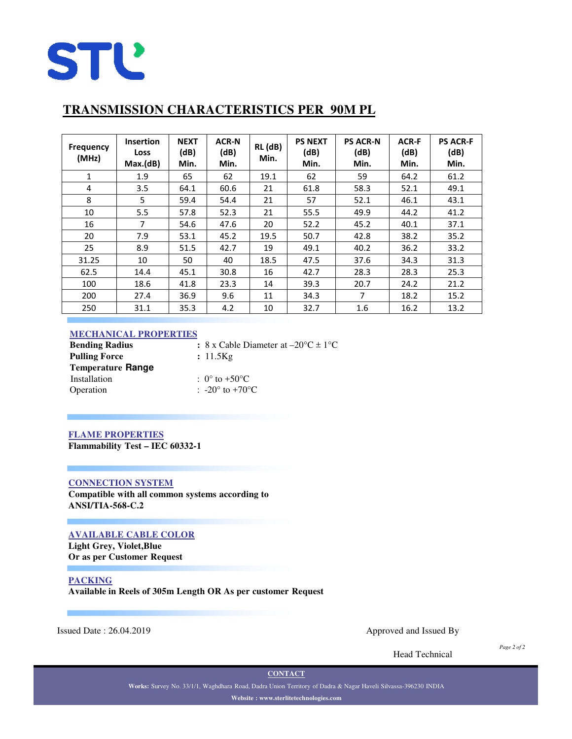STL

# TRANSMISSION CHARACTERISTICS PER 90M PL

| Frequency (MHz) | Insertion Loss Max.(dB) | NEXT (dB) Min. | ACR-N (dB) Min. | RL (dB) Min. | PS NEXT (dB) Min. | PS ACR-N (dB) Min. | ACR-F (dB) Min. | PS ACR-F (dB) Min. |
|---|---|---|---|---|---|---|---|---|
| 1 | 1.9 | 65 | 62 | 19.1 | 62 | 59 | 64.2 | 61.2 |
| 4 | 3.5 | 64.1 | 60.6 | 21 | 61.8 | 58.3 | 52.1 | 49.1 |
| 8 | 5 | 59.4 | 54.4 | 21 | 57 | 52.1 | 46.1 | 43.1 |
| 10 | 5.5 | 57.8 | 52.3 | 21 | 55.5 | 49.9 | 44.2 | 41.2 |
| 16 | 7 | 54.6 | 47.6 | 20 | 52.2 | 45.2 | 40.1 | 37.1 |
| 20 | 7.9 | 53.1 | 45.2 | 19.5 | 50.7 | 42.8 | 38.2 | 35.2 |
| 25 | 8.9 | 51.5 | 42.7 | 19 | 49.1 | 40.2 | 36.2 | 33.2 |
| 31.25 | 10 | 50 | 40 | 18.5 | 47.5 | 37.6 | 34.3 | 31.3 |
| 62.5 | 14.4 | 45.1 | 30.8 | 16 | 42.7 | 28.3 | 28.3 | 25.3 |
| 100 | 18.6 | 41.8 | 23.3 | 14 | 39.3 | 20.7 | 24.2 | 21.2 |
| 200 | 27.4 | 36.9 | 9.6 | 11 | 34.3 | 7 | 18.2 | 15.2 |
| 250 | 31.1 | 35.3 | 4.2 | 10 | 32.7 | 1.6 | 16.2 | 13.2 |

## MECHANICAL PROPERTIES

**Bending Radius** : 8 x Cable Diameter at –20°C ± 1°C
**Pulling Force** : 11.5Kg
**Temperature Range**
Installation : 0° to +50°C
Operation : -20° to +70°C

## FLAME PROPERTIES

**Flammability Test – IEC 60332-1**

## CONNECTION SYSTEM

**Compatible with all common systems according to ANSI/TIA-568-C.2**

## AVAILABLE CABLE COLOR

**Light Grey, Violet,Blue**
**Or as per Customer Request**

## PACKING

**Available in Reels of 305m Length OR As per customer Request**

Issued Date : 26.04.2019

Approved and Issued By

Head Technical

**CONTACT**

**Works:** Survey No. 33/1/1, Waghdhara Road, Dadra Union Territory of Dadra & Nagar Haveli Silvassa-396230 INDIA

**Website : www.sterlitetechnologies.com**